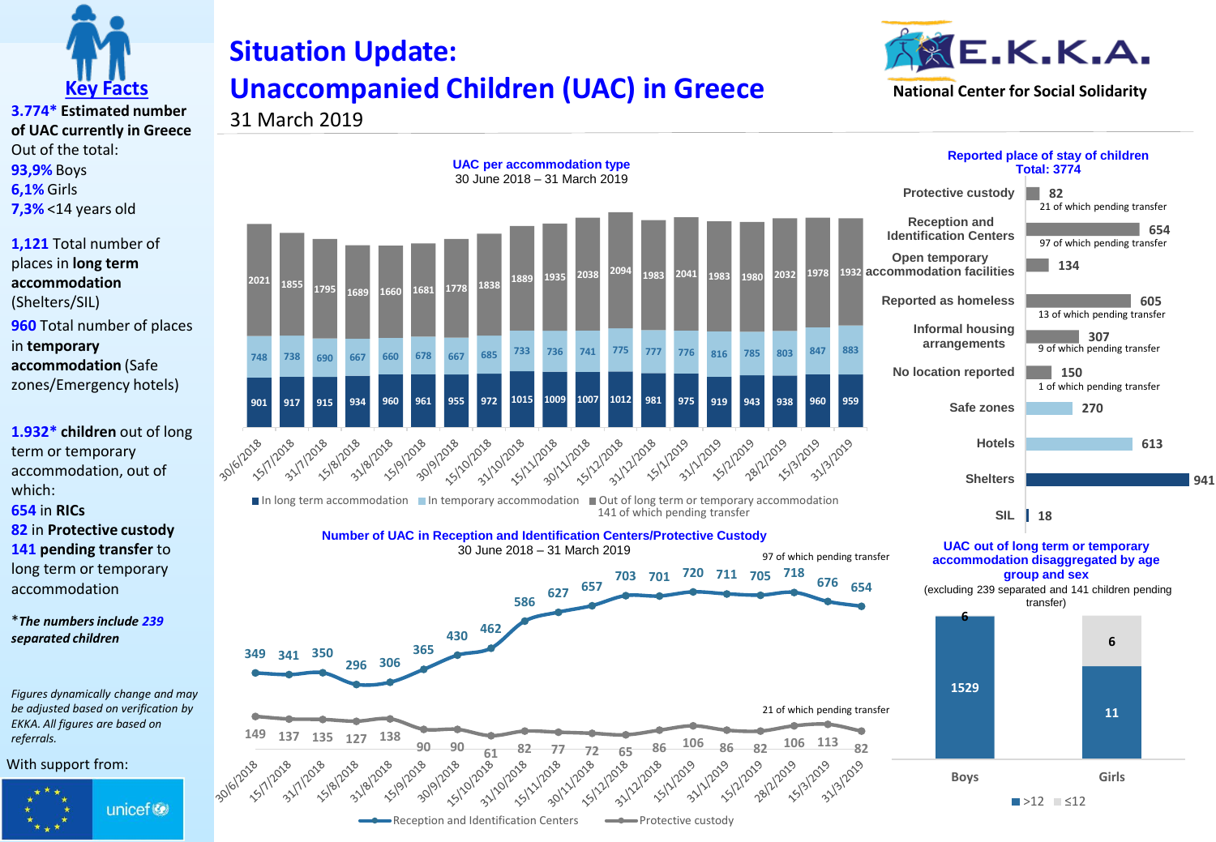# Situation Update: Unaccompanied Children (UAC) in Greece

31 March 2019

E.K.K.A. National Center for Social Solidarity

## Key Facts

**3.774*** **Estimated number of UAC currently in Greece**

Out of the total:

- **93,9%** Boys
- **6,1%** Girls
- **7,3%** <14 years old

**1,121** Total number of places in **long term accommodation** (Shelters/SIL)

**960** Total number of places in **temporary accommodation** (Safe zones/Emergency hotels)

**1.932*** **children** out of long term or temporary accommodation, out of which:

- **654** in **RICs**
- **82** in **Protective custody**
- **141 pending transfer** to long term or temporary accommodation

****The numbers include 239 separated children***

*Figures dynamically change and may be adjusted based on verification by EKKA. All figures are based on referrals.*

With support from: unicef

## UAC per accommodation type

30 June 2018 – 31 March 2019

| Date | In long term accommodation | In temporary accommodation | Out of long term or temporary accommodation |
|---|---|---|---|
| 30/6/2018 | 901 | 748 | 2021 |
| 15/7/2018 | 917 | 738 | 1855 |
| 31/7/2018 | 915 | 690 | 1795 |
| 15/8/2018 | 934 | 667 | 1689 |
| 31/8/2018 | 960 | 660 | 1660 |
| 15/9/2018 | 961 | 678 | 1681 |
| 30/9/2018 | 955 | 667 | 1778 |
| 15/10/2018 | 972 | 685 | 1838 |
| 31/10/2018 | 1015 | 733 | 1889 |
| 15/11/2018 | 1009 | 736 | 1935 |
| 30/11/2018 | 1007 | 741 | 2038 |
| 15/12/2018 | 1012 | 775 | 2094 |
| 31/12/2018 | 981 | 777 | 1983 |
| 15/1/2019 | 975 | 776 | 2041 |
| 31/1/2019 | 919 | 816 | 1983 |
| 15/2/2019 | 943 | 785 | 1980 |
| 28/2/2019 | 938 | 803 | 2032 |
| 15/3/2019 | 960 | 847 | 1978 |
| 31/3/2019 | 959 | 883 | 1932 |

141 of which pending transfer

## Reported place of stay of children

Total: 3774

| Place of stay | Number | Note |
|---|---|---|
| Protective custody | 82 | 21 of which pending transfer |
| Reception and Identification Centers | 654 | 97 of which pending transfer |
| Open temporary accommodation facilities | 134 | |
| Reported as homeless | 605 | 13 of which pending transfer |
| Informal housing arrangements | 307 | 9 of which pending transfer |
| No location reported | 150 | 1 of which pending transfer |
| Safe zones | 270 | |
| Hotels | 613 | |
| Shelters | 941 | |
| SIL | 18 | |

## Number of UAC in Reception and Identification Centers/Protective Custody

30 June 2018 – 31 March 2019

| Date | Reception and Identification Centers | Protective custody |
|---|---|---|
| 30/6/2018 | 349 | 149 |
| 15/7/2018 | 341 | 137 |
| 31/7/2018 | 350 | 135 |
| 15/8/2018 | 296 | 127 |
| 31/8/2018 | 306 | 138 |
| 15/9/2018 | 365 | 90 |
| 30/9/2018 | 430 | 90 |
| 15/10/2018 | 462 | 61 |
| 31/10/2018 | 586 | 82 |
| 15/11/2018 | 627 | 77 |
| 30/11/2018 | 657 | 72 |
| 15/12/2018 | 703 | 65 |
| 31/12/2018 | 701 | 86 |
| 15/1/2019 | 720 | 106 |
| 31/1/2019 | 711 | 86 |
| 15/2/2019 | 705 | 82 |
| 28/2/2019 | 718 | 106 |
| 15/3/2019 | 676 | 113 |
| 31/3/2019 | 654 | 82 |

97 of which pending transfer (RIC); 21 of which pending transfer (Protective custody)

## UAC out of long term or temporary accommodation disaggregated by age group and sex

(excluding 239 separated and 141 children pending transfer)

| | >12 | ≤12 |
|---|---|---|
| Boys | 1529 | 6 |
| Girls | 11 | 6 |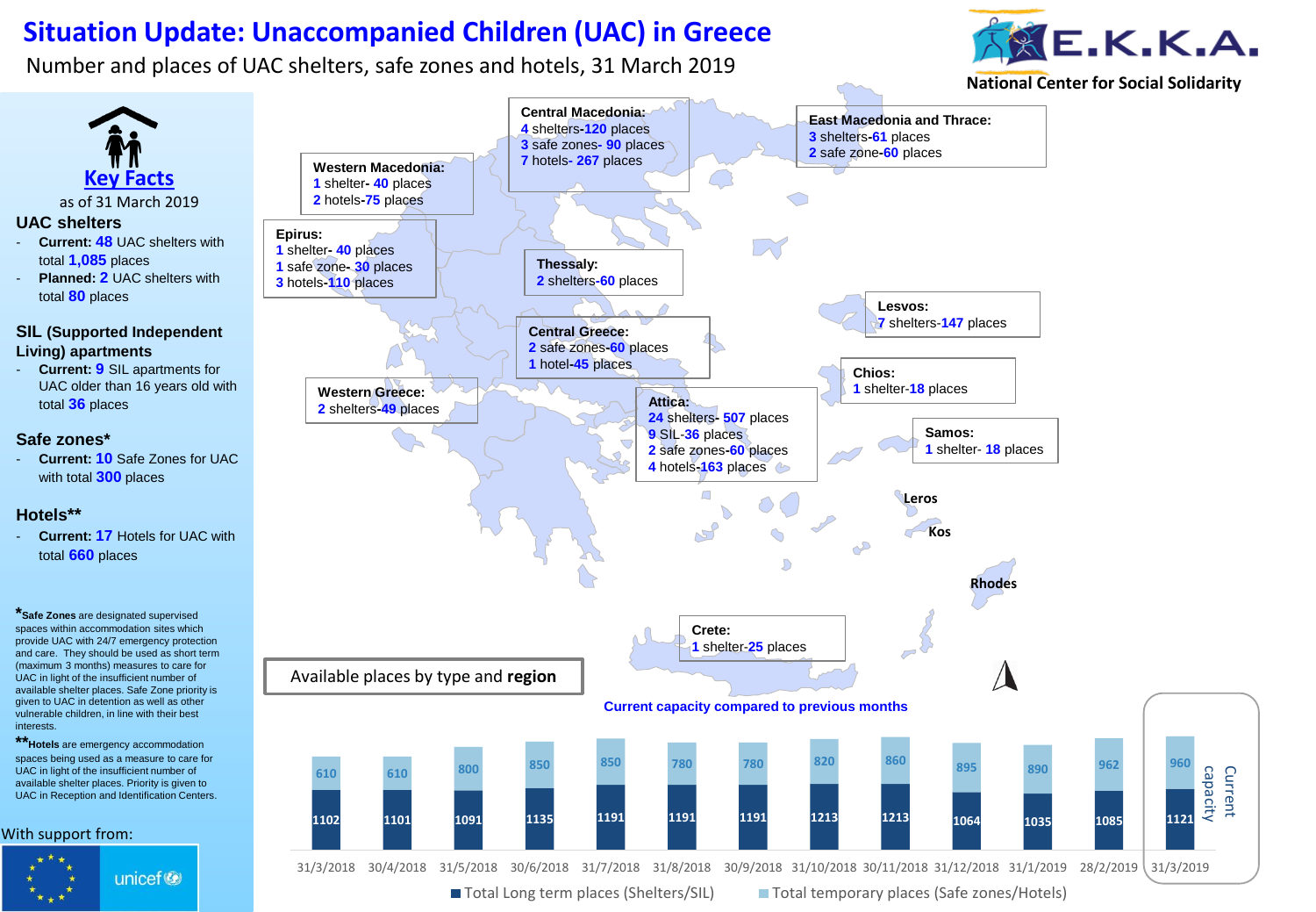# Situation Update: Unaccompanied Children (UAC) in Greece

Number and places of UAC shelters, safe zones and hotels, 31 March 2019

E.K.K.A. National Center for Social Solidarity

## Key Facts

as of 31 March 2019

### UAC shelters

- **Current: 48** UAC shelters with total **1,085** places
- **Planned: 2** UAC shelters with total **80** places

### SIL (Supported Independent Living) apartments

- **Current: 9** SIL apartments for UAC older than 16 years old with total **36** places

### Safe zones*

- **Current: 10** Safe Zones for UAC with total **300** places

### Hotels**

- **Current: 17** Hotels for UAC with total **660** places

***Safe Zones** are designated supervised spaces within accommodation sites which provide UAC with 24/7 emergency protection and care. They should be used as short term (maximum 3 months) measures to care for UAC in light of the insufficient number of available shelter places. Safe Zone priority is given to UAC in detention as well as other vulnerable children, in line with their best interests.

****Hotels** are emergency accommodation spaces being used as a measure to care for UAC in light of the insufficient number of available shelter places. Priority is given to UAC in Reception and Identification Centers.

With support from: unicef

## Available places by type and region

**Central Macedonia:**
4 shelters-120 places
3 safe zones- 90 places
7 hotels- 267 places

**East Macedonia and Thrace:**
3 shelters-61 places
2 safe zone-60 places

**Western Macedonia:**
1 shelter- 40 places
2 hotels-75 places

**Epirus:**
1 shelter- 40 places
1 safe zone- 30 places
3 hotels-110 places

**Thessaly:**
2 shelters-60 places

**Lesvos:**
7 shelters-147 places

**Central Greece:**
2 safe zones-60 places
1 hotel-45 places

**Chios:**
1 shelter-18 places

**Western Greece:**
2 shelters-49 places

**Attica:**
24 shelters- 507 places
9 SIL-36 places
2 safe zones-60 places
4 hotels-163 places

**Samos:**
1 shelter- 18 places

Leros

Kos

Rhodes

**Crete:**
1 shelter-25 places

## Current capacity compared to previous months

| Date | Total Long term places (Shelters/SIL) | Total temporary places (Safe zones/Hotels) |
|---|---|---|
| 31/3/2018 | 1102 | 610 |
| 30/4/2018 | 1101 | 610 |
| 31/5/2018 | 1091 | 800 |
| 30/6/2018 | 1135 | 850 |
| 31/7/2018 | 1191 | 850 |
| 31/8/2018 | 1191 | 780 |
| 30/9/2018 | 1191 | 780 |
| 31/10/2018 | 1213 | 820 |
| 30/11/2018 | 1213 | 860 |
| 31/12/2018 | 1064 | 895 |
| 31/1/2019 | 1035 | 890 |
| 28/2/2019 | 1085 | 962 |
| 31/3/2019 (Current capacity) | 1121 | 960 |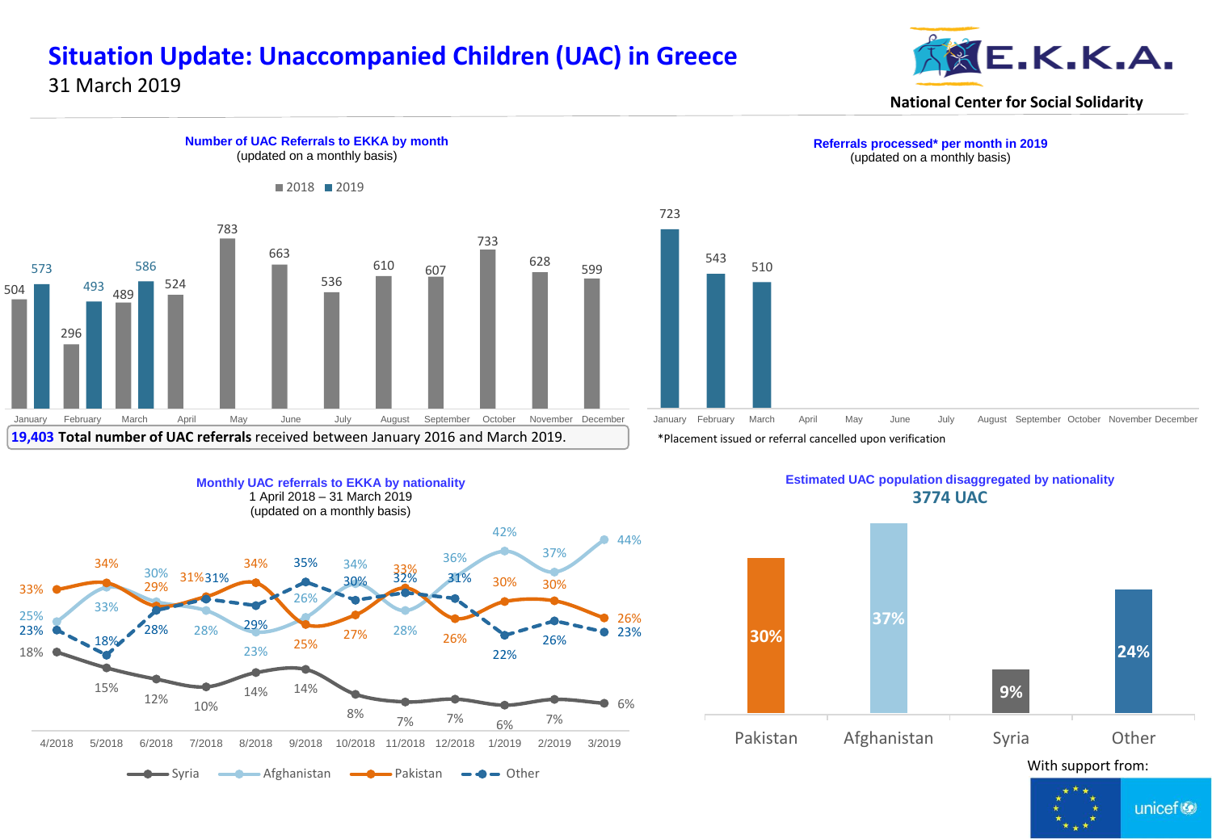# Situation Update: Unaccompanied Children (UAC) in Greece

31 March 2019

E.K.K.A.

National Center for Social Solidarity

**Number of UAC Referrals to EKKA by month**
(updated on a monthly basis)

2018 2019

504 573 296 493 489 586 524 783 663 536 610 607 733 628 599

January February March April May June July August September October November December

**19,403 Total number of UAC referrals** received between January 2016 and March 2019.

**Referrals processed\* per month in 2019**
(updated on a monthly basis)

723 543 510

January February March April May June July August September October November December

\*Placement issued or referral cancelled upon verification

**Monthly UAC referrals to EKKA by nationality**
1 April 2018 – 31 March 2019
(updated on a monthly basis)

4/2018 5/2018 6/2018 7/2018 8/2018 9/2018 10/2018 11/2018 12/2018 1/2019 2/2019 3/2019

Syria: 18% 15% 12% 10% 14% 14% 8% 7% 7% 6% 7% 6%

Afghanistan: 25% 33% 30% 28% 23% 26% 34% 28% 36% 42% 37% 44%

Pakistan: 33% 34% 29% 31% 34% 25% 27% 33% 26% 30% 30% 26%

Other: 23% 18% 28% 31% 29% 35% 30% 32% 31% 22% 26% 23%

**Estimated UAC population disaggregated by nationality**
**3774 UAC**

Pakistan 30%
Afghanistan 37%
Syria 9%
Other 24%

With support from: unicef